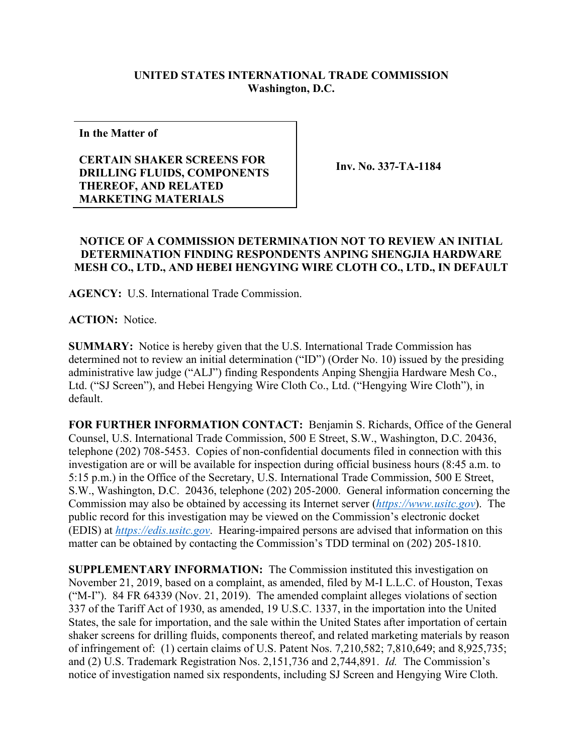**UNITED STATES INTERNATIONAL TRADE COMMISSION**
**Washington, D.C.**

| In the Matter of<br><br>**CERTAIN SHAKER SCREENS FOR DRILLING FLUIDS, COMPONENTS THEREOF, AND RELATED MARKETING MATERIALS** | **Inv. No. 337-TA-1184** |
|---|---|

# NOTICE OF A COMMISSION DETERMINATION NOT TO REVIEW AN INITIAL DETERMINATION FINDING RESPONDENTS ANPING SHENGJIA HARDWARE MESH CO., LTD., AND HEBEI HENGYING WIRE CLOTH CO., LTD., IN DEFAULT

**AGENCY:** U.S. International Trade Commission.

**ACTION:** Notice.

**SUMMARY:** Notice is hereby given that the U.S. International Trade Commission has determined not to review an initial determination ("ID") (Order No. 10) issued by the presiding administrative law judge ("ALJ") finding Respondents Anping Shengjia Hardware Mesh Co., Ltd. ("SJ Screen"), and Hebei Hengying Wire Cloth Co., Ltd. ("Hengying Wire Cloth"), in default.

**FOR FURTHER INFORMATION CONTACT:** Benjamin S. Richards, Office of the General Counsel, U.S. International Trade Commission, 500 E Street, S.W., Washington, D.C. 20436, telephone (202) 708-5453. Copies of non-confidential documents filed in connection with this investigation are or will be available for inspection during official business hours (8:45 a.m. to 5:15 p.m.) in the Office of the Secretary, U.S. International Trade Commission, 500 E Street, S.W., Washington, D.C. 20436, telephone (202) 205-2000. General information concerning the Commission may also be obtained by accessing its Internet server (*https://www.usitc.gov*). The public record for this investigation may be viewed on the Commission's electronic docket (EDIS) at *https://edis.usitc.gov*. Hearing-impaired persons are advised that information on this matter can be obtained by contacting the Commission's TDD terminal on (202) 205-1810.

**SUPPLEMENTARY INFORMATION:** The Commission instituted this investigation on November 21, 2019, based on a complaint, as amended, filed by M-I L.L.C. of Houston, Texas ("M-I"). 84 FR 64339 (Nov. 21, 2019). The amended complaint alleges violations of section 337 of the Tariff Act of 1930, as amended, 19 U.S.C. 1337, in the importation into the United States, the sale for importation, and the sale within the United States after importation of certain shaker screens for drilling fluids, components thereof, and related marketing materials by reason of infringement of: (1) certain claims of U.S. Patent Nos. 7,210,582; 7,810,649; and 8,925,735; and (2) U.S. Trademark Registration Nos. 2,151,736 and 2,744,891. *Id.* The Commission's notice of investigation named six respondents, including SJ Screen and Hengying Wire Cloth.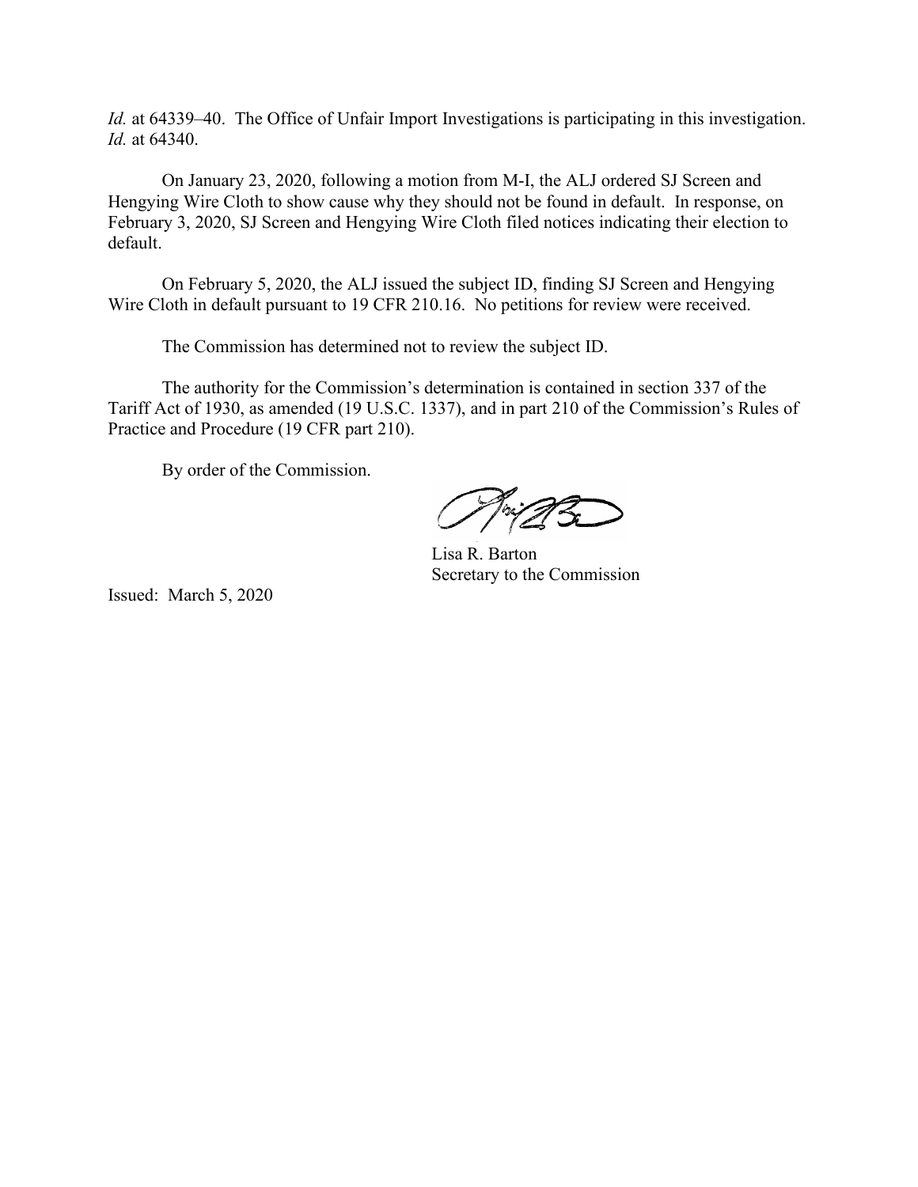*Id.* at 64339–40. The Office of Unfair Import Investigations is participating in this investigation. *Id.* at 64340.

On January 23, 2020, following a motion from M-I, the ALJ ordered SJ Screen and Hengying Wire Cloth to show cause why they should not be found in default. In response, on February 3, 2020, SJ Screen and Hengying Wire Cloth filed notices indicating their election to default.

On February 5, 2020, the ALJ issued the subject ID, finding SJ Screen and Hengying Wire Cloth in default pursuant to 19 CFR 210.16. No petitions for review were received.

The Commission has determined not to review the subject ID.

The authority for the Commission's determination is contained in section 337 of the Tariff Act of 1930, as amended (19 U.S.C. 1337), and in part 210 of the Commission's Rules of Practice and Procedure (19 CFR part 210).

By order of the Commission.

Lisa R. Barton
Secretary to the Commission

Issued: March 5, 2020